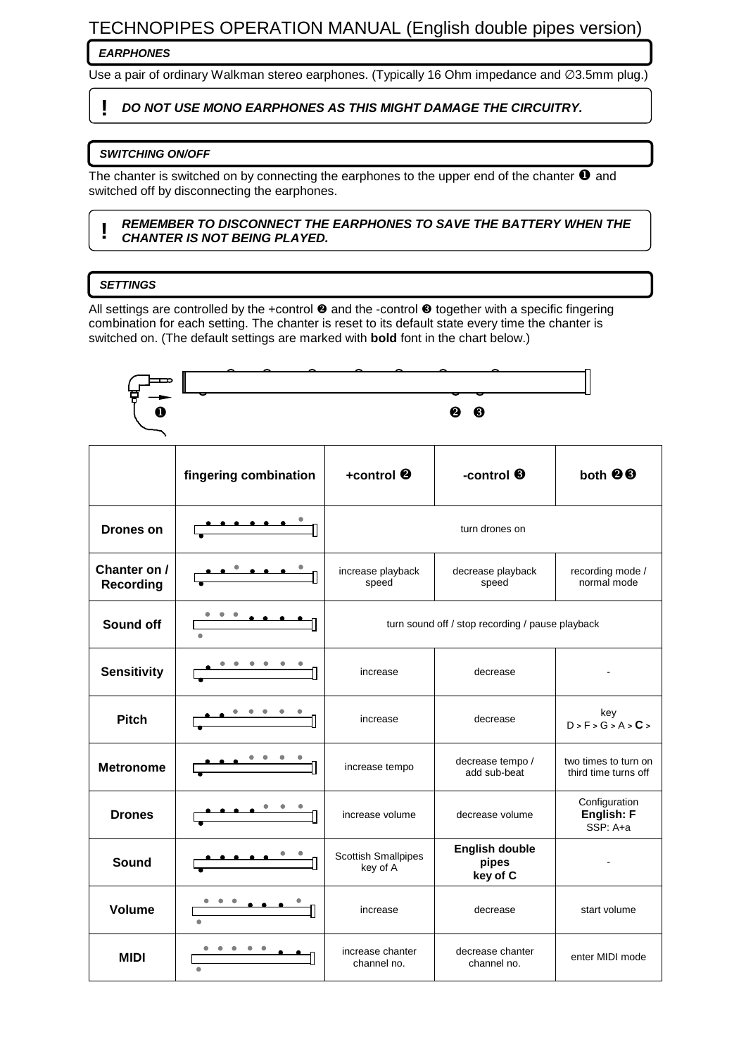# TECHNOPIPES OPERATION MANUAL (English double pipes version)

### *EARPHONES*

Use a pair of ordinary Walkman stereo earphones. (Typically 16 Ohm impedance and ∅3.5mm plug.)

**!** ***DO NOT USE MONO EARPHONES AS THIS MIGHT DAMAGE THE CIRCUITRY.***

### *SWITCHING ON/OFF*

The chanter is switched on by connecting the earphones to the upper end of the chanter ❶ and switched off by disconnecting the earphones.

**!** ***REMEMBER TO DISCONNECT THE EARPHONES TO SAVE THE BATTERY WHEN THE CHANTER IS NOT BEING PLAYED.***

### *SETTINGS*

All settings are controlled by the +control ❷ and the -control ❸ together with a specific fingering combination for each setting. The chanter is reset to its default state every time the chanter is switched on. (The default settings are marked with **bold** font in the chart below.)

❶ ❷ ❸

| | fingering combination | +control ❷ | -control ❸ | both ❷❸ |
|---|---|---|---|---|
| **Drones on** | | turn drones on | | |
| **Chanter on / Recording** | | increase playback speed | decrease playback speed | recording mode / normal mode |
| **Sound off** | | turn sound off / stop recording / pause playback | | |
| **Sensitivity** | | increase | decrease | - |
| **Pitch** | | increase | decrease | key D > F > G > A > **C** > |
| **Metronome** | | increase tempo | decrease tempo / add sub-beat | two times to turn on third time turns off |
| **Drones** | | increase volume | decrease volume | Configuration **English: F** SSP: A+a |
| **Sound** | | Scottish Smallpipes key of A | **English double pipes key of C** | - |
| **Volume** | | increase | decrease | start volume |
| **MIDI** | | increase chanter channel no. | decrease chanter channel no. | enter MIDI mode |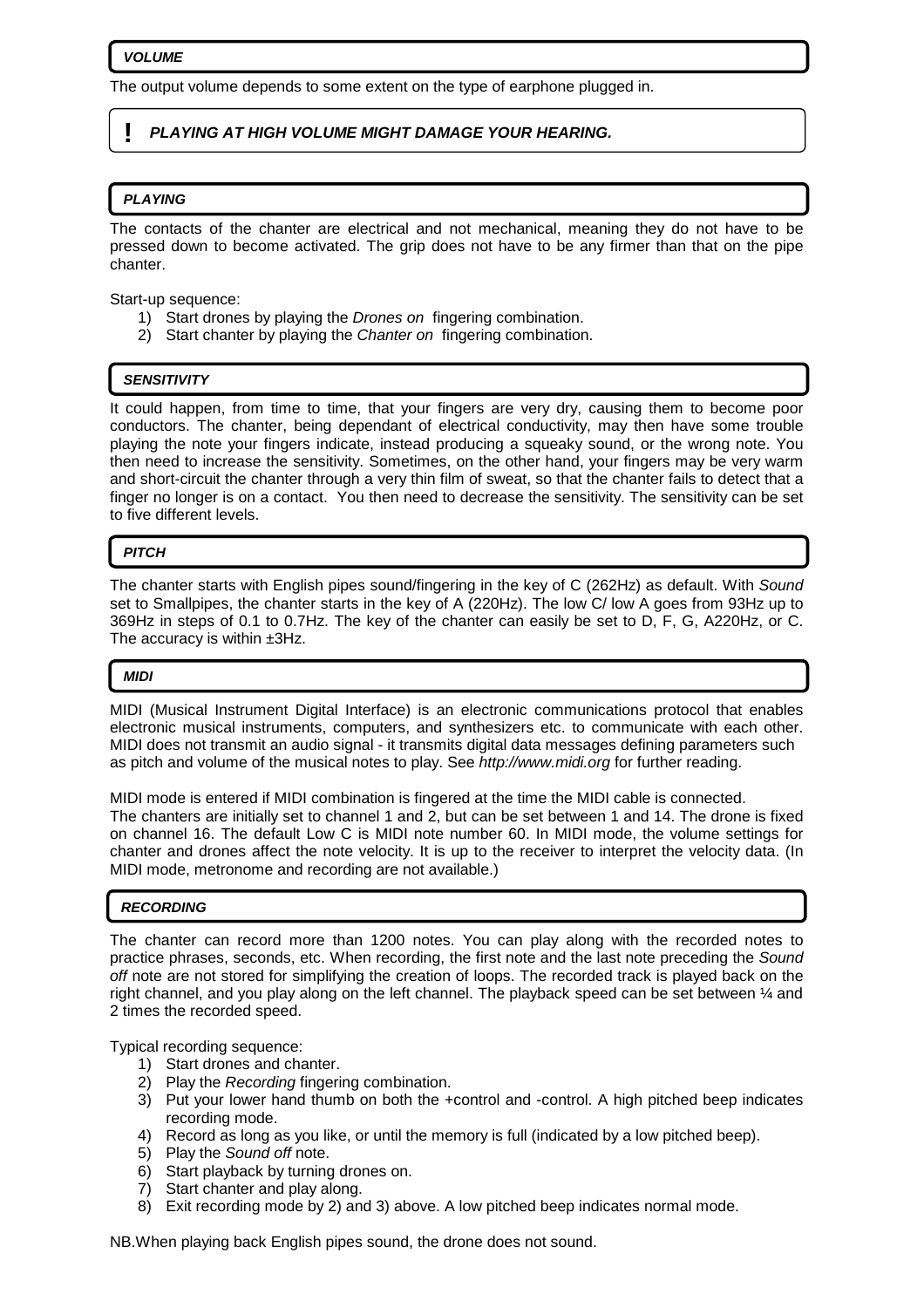### *VOLUME*

The output volume depends to some extent on the type of earphone plugged in.

> **!** ***PLAYING AT HIGH VOLUME MIGHT DAMAGE YOUR HEARING.***

### *PLAYING*

The contacts of the chanter are electrical and not mechanical, meaning they do not have to be pressed down to become activated. The grip does not have to be any firmer than that on the pipe chanter.

Start-up sequence:

1) Start drones by playing the *Drones on* fingering combination.
2) Start chanter by playing the *Chanter on* fingering combination.

### *SENSITIVITY*

It could happen, from time to time, that your fingers are very dry, causing them to become poor conductors. The chanter, being dependant of electrical conductivity, may then have some trouble playing the note your fingers indicate, instead producing a squeaky sound, or the wrong note. You then need to increase the sensitivity. Sometimes, on the other hand, your fingers may be very warm and short-circuit the chanter through a very thin film of sweat, so that the chanter fails to detect that a finger no longer is on a contact. You then need to decrease the sensitivity. The sensitivity can be set to five different levels.

### *PITCH*

The chanter starts with English pipes sound/fingering in the key of C (262Hz) as default. With *Sound* set to Smallpipes, the chanter starts in the key of A (220Hz). The low C/ low A goes from 93Hz up to 369Hz in steps of 0.1 to 0.7Hz. The key of the chanter can easily be set to D, F, G, A220Hz, or C. The accuracy is within ±3Hz.

### *MIDI*

MIDI (Musical Instrument Digital Interface) is an electronic communications protocol that enables electronic musical instruments, computers, and synthesizers etc. to communicate with each other. MIDI does not transmit an audio signal - it transmits digital data messages defining parameters such as pitch and volume of the musical notes to play. See *http://www.midi.org* for further reading.

MIDI mode is entered if MIDI combination is fingered at the time the MIDI cable is connected.
The chanters are initially set to channel 1 and 2, but can be set between 1 and 14. The drone is fixed on channel 16. The default Low C is MIDI note number 60. In MIDI mode, the volume settings for chanter and drones affect the note velocity. It is up to the receiver to interpret the velocity data. (In MIDI mode, metronome and recording are not available.)

### *RECORDING*

The chanter can record more than 1200 notes. You can play along with the recorded notes to practice phrases, seconds, etc. When recording, the first note and the last note preceding the *Sound off* note are not stored for simplifying the creation of loops. The recorded track is played back on the right channel, and you play along on the left channel. The playback speed can be set between ¼ and 2 times the recorded speed.

Typical recording sequence:

1) Start drones and chanter.
2) Play the *Recording* fingering combination.
3) Put your lower hand thumb on both the +control and -control. A high pitched beep indicates recording mode.
4) Record as long as you like, or until the memory is full (indicated by a low pitched beep).
5) Play the *Sound off* note.
6) Start playback by turning drones on.
7) Start chanter and play along.
8) Exit recording mode by 2) and 3) above. A low pitched beep indicates normal mode.

NB.When playing back English pipes sound, the drone does not sound.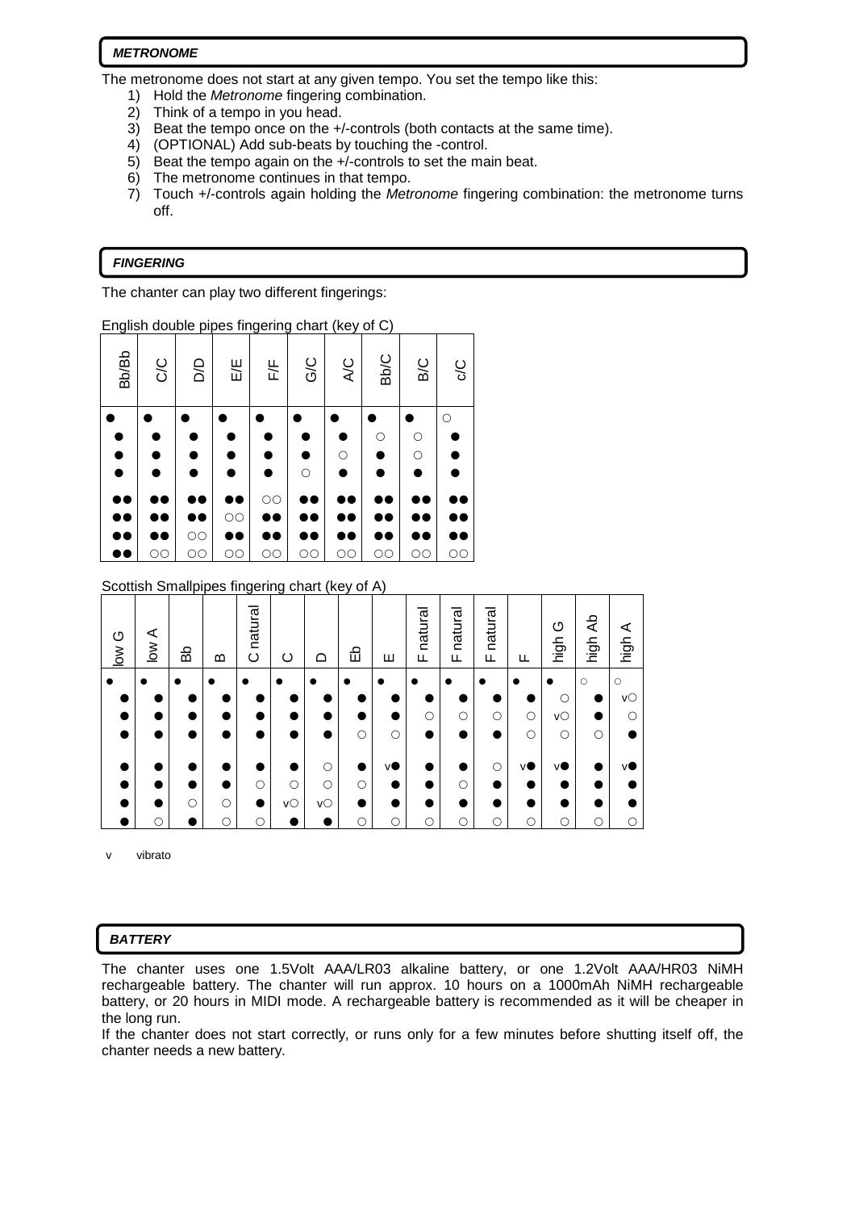## *METRONOME*

The metronome does not start at any given tempo. You set the tempo like this:

1) Hold the *Metronome* fingering combination.
2) Think of a tempo in you head.
3) Beat the tempo once on the +/-controls (both contacts at the same time).
4) (OPTIONAL) Add sub-beats by touching the -control.
5) Beat the tempo again on the +/-controls to set the main beat.
6) The metronome continues in that tempo.
7) Touch +/-controls again holding the *Metronome* fingering combination: the metronome turns off.

## *FINGERING*

The chanter can play two different fingerings:

English double pipes fingering chart (key of C)

| Bb/Bb | C/C | D/D | E/E | F/F | G/C | A/C | Bb/C | B/C | c/C |
|---|---|---|---|---|---|---|---|---|---|
| ● | ● | ● | ● | ● | ● | ● | ● | ● | ○ |
| ● | ● | ● | ● | ● | ● | ● | ○ | ○ | ● |
| ● | ● | ● | ● | ● | ● | ○ | ● | ○ | ● |
| ● | ● | ● | ● | ● | ○ | ● | ● | ● | ● |
| ●● | ●● | ●● | ●● | ○○ | ●● | ●● | ●● | ●● | ●● |
| ●● | ●● | ●● | ○○ | ●● | ●● | ●● | ●● | ●● | ●● |
| ●● | ●● | ○○ | ●● | ●● | ●● | ●● | ●● | ●● | ●● |
| ●● | ○○ | ○○ | ○○ | ○○ | ○○ | ○○ | ○○ | ○○ | ○○ |

Scottish Smallpipes fingering chart (key of A)

| low G | low A | Bb | B | C natural | C | D | Eb | E | F natural | F natural | F natural | F | high G | high Ab | high A |
|---|---|---|---|---|---|---|---|---|---|---|---|---|---|---|---|
| ● | ● | ● | ● | ● | ● | ● | ● | ● | ● | ● | ● | ● | ● | ○ | ○ |
| ● | ● | ● | ● | ● | ● | ● | ● | ● | ● | ● | ● | ● | ○ | ● | v○ |
| ● | ● | ● | ● | ● | ● | ● | ● | ● | ○ | ○ | ○ | ○ | v○ | ● | ○ |
| ● | ● | ● | ● | ● | ● | ● | ○ | ○ | ● | ● | ● | ○ | ○ | ○ | ● |
| ● | ● | ● | ● | ● | ● | ○ | ● | v● | ● | ● | ○ | v● | v● | ● | v● |
| ● | ● | ● | ● | ○ | ○ | ○ | ○ | ● | ● | ○ | ● | ● | ● | ● | ● |
| ● | ● | ○ | ○ | ● | v○ | v○ | ● | ● | ● | ● | ● | ● | ● | ● | ● |
| ● | ○ | ● | ○ | ○ | ● | ● | ○ | ○ | ○ | ○ | ○ | ○ | ○ | ○ | ○ |

v vibrato

## *BATTERY*

The chanter uses one 1.5Volt AAA/LR03 alkaline battery, or one 1.2Volt AAA/HR03 NiMH rechargeable battery. The chanter will run approx. 10 hours on a 1000mAh NiMH rechargeable battery, or 20 hours in MIDI mode. A rechargeable battery is recommended as it will be cheaper in the long run.

If the chanter does not start correctly, or runs only for a few minutes before shutting itself off, the chanter needs a new battery.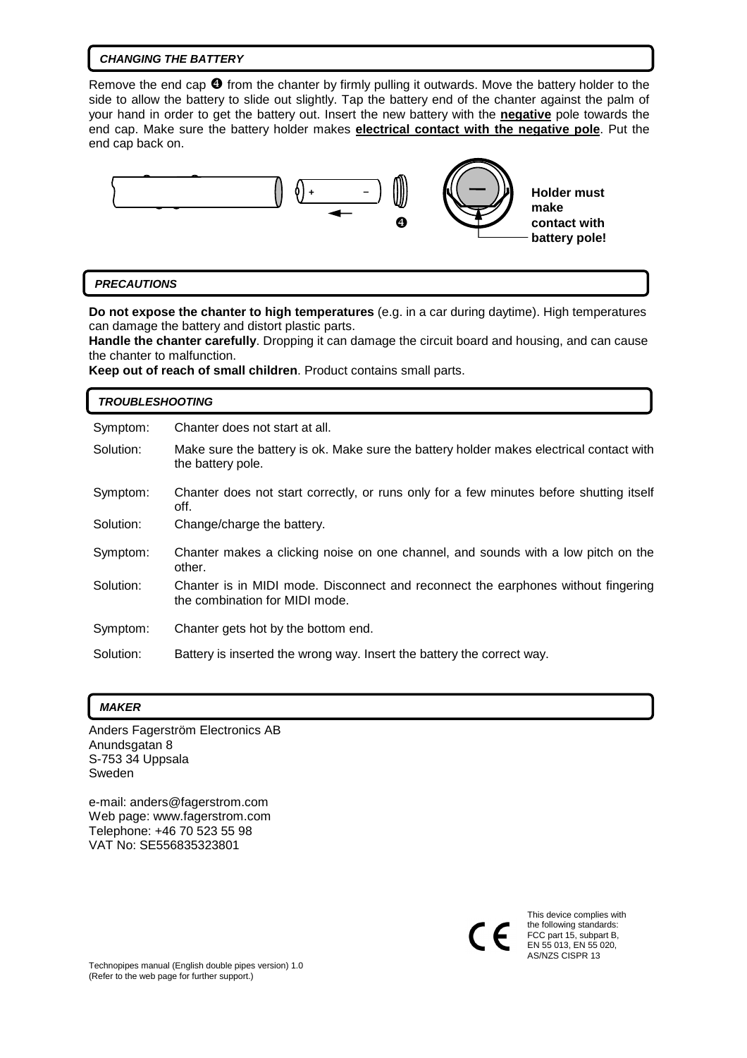## *CHANGING THE BATTERY*

Remove the end cap ❹ from the chanter by firmly pulling it outwards. Move the battery holder to the side to allow the battery to slide out slightly. Tap the battery end of the chanter against the palm of your hand in order to get the battery out. Insert the new battery with the **negative** pole towards the end cap. Make sure the battery holder makes **electrical contact with the negative pole**. Put the end cap back on.

+ −

❹

**Holder must make contact with battery pole!**

## *PRECAUTIONS*

**Do not expose the chanter to high temperatures** (e.g. in a car during daytime). High temperatures can damage the battery and distort plastic parts.
**Handle the chanter carefully**. Dropping it can damage the circuit board and housing, and can cause the chanter to malfunction.
**Keep out of reach of small children**. Product contains small parts.

## *TROUBLESHOOTING*

| | |
|---|---|
| Symptom: | Chanter does not start at all. |
| Solution: | Make sure the battery is ok. Make sure the battery holder makes electrical contact with the battery pole. |
| Symptom: | Chanter does not start correctly, or runs only for a few minutes before shutting itself off. |
| Solution: | Change/charge the battery. |
| Symptom: | Chanter makes a clicking noise on one channel, and sounds with a low pitch on the other. |
| Solution: | Chanter is in MIDI mode. Disconnect and reconnect the earphones without fingering the combination for MIDI mode. |
| Symptom: | Chanter gets hot by the bottom end. |
| Solution: | Battery is inserted the wrong way. Insert the battery the correct way. |

## *MAKER*

Anders Fagerström Electronics AB
Anundsgatan 8
S-753 34 Uppsala
Sweden

e-mail: anders@fagerstrom.com
Web page: www.fagerstrom.com
Telephone: +46 70 523 55 98
VAT No: SE556835323801

CE

This device complies with the following standards:
FCC part 15, subpart B,
EN 55 013, EN 55 020,
AS/NZS CISPR 13

Technopipes manual (English double pipes version) 1.0
(Refer to the web page for further support.)